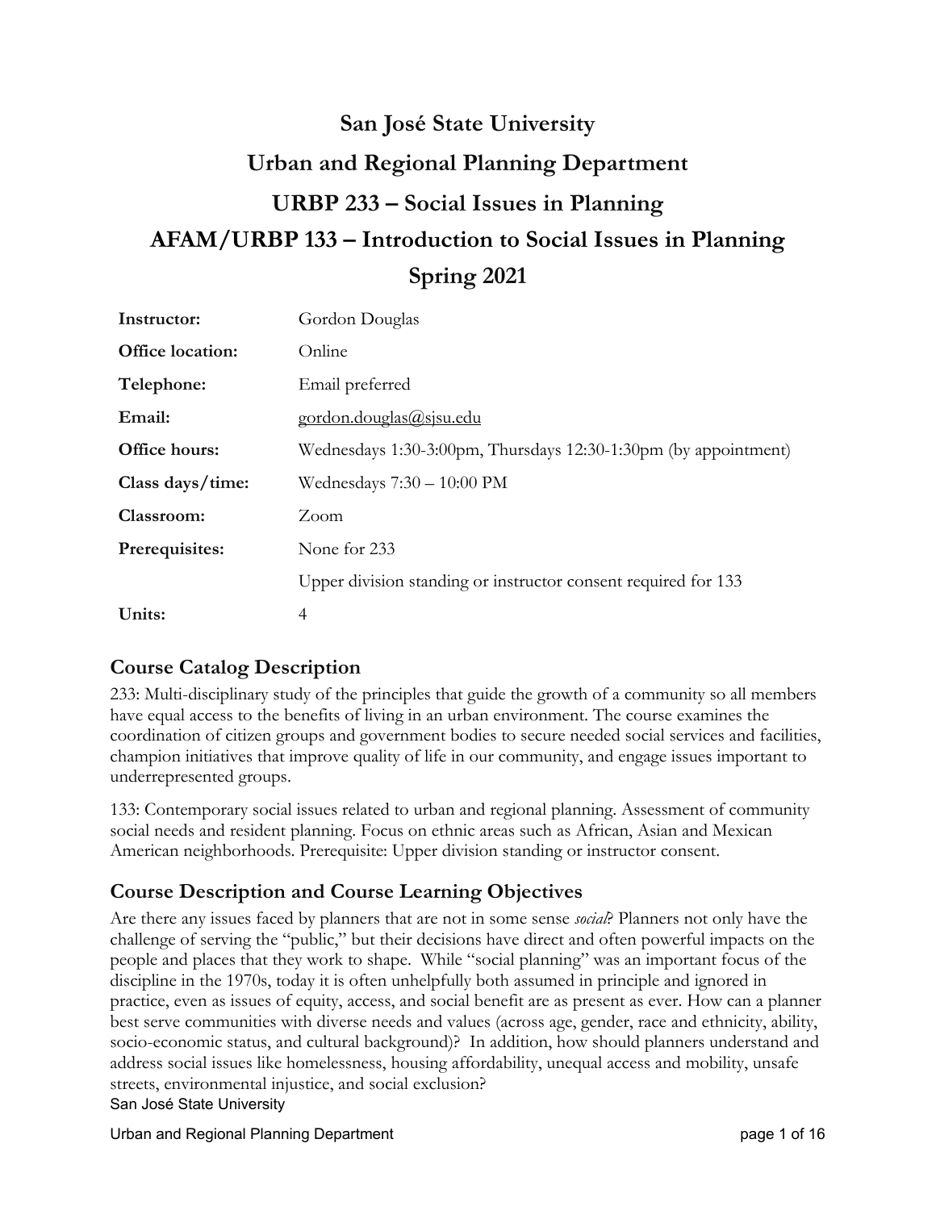# San José State University

# Urban and Regional Planning Department

# URBP 233 – Social Issues in Planning

# AFAM/URBP 133 – Introduction to Social Issues in Planning

# Spring 2021

| | |
|---|---|
| **Instructor:** | Gordon Douglas |
| **Office location:** | Online |
| **Telephone:** | Email preferred |
| **Email:** | gordon.douglas@sjsu.edu |
| **Office hours:** | Wednesdays 1:30-3:00pm, Thursdays 12:30-1:30pm (by appointment) |
| **Class days/time:** | Wednesdays 7:30 – 10:00 PM |
| **Classroom:** | Zoom |
| **Prerequisites:** | None for 233 |
| | Upper division standing or instructor consent required for 133 |
| **Units:** | 4 |

## Course Catalog Description

233: Multi-disciplinary study of the principles that guide the growth of a community so all members have equal access to the benefits of living in an urban environment. The course examines the coordination of citizen groups and government bodies to secure needed social services and facilities, champion initiatives that improve quality of life in our community, and engage issues important to underrepresented groups.

133: Contemporary social issues related to urban and regional planning. Assessment of community social needs and resident planning. Focus on ethnic areas such as African, Asian and Mexican American neighborhoods. Prerequisite: Upper division standing or instructor consent.

## Course Description and Course Learning Objectives

Are there any issues faced by planners that are not in some sense *social*? Planners not only have the challenge of serving the "public," but their decisions have direct and often powerful impacts on the people and places that they work to shape. While "social planning" was an important focus of the discipline in the 1970s, today it is often unhelpfully both assumed in principle and ignored in practice, even as issues of equity, access, and social benefit are as present as ever. How can a planner best serve communities with diverse needs and values (across age, gender, race and ethnicity, ability, socio-economic status, and cultural background)? In addition, how should planners understand and address social issues like homelessness, housing affordability, unequal access and mobility, unsafe streets, environmental injustice, and social exclusion?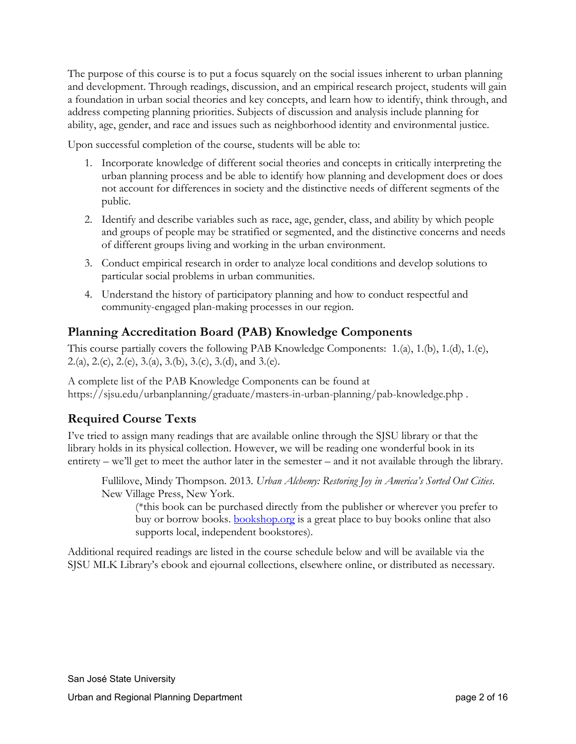The purpose of this course is to put a focus squarely on the social issues inherent to urban planning and development. Through readings, discussion, and an empirical research project, students will gain a foundation in urban social theories and key concepts, and learn how to identify, think through, and address competing planning priorities. Subjects of discussion and analysis include planning for ability, age, gender, and race and issues such as neighborhood identity and environmental justice.

Upon successful completion of the course, students will be able to:

1. Incorporate knowledge of different social theories and concepts in critically interpreting the urban planning process and be able to identify how planning and development does or does not account for differences in society and the distinctive needs of different segments of the public.
2. Identify and describe variables such as race, age, gender, class, and ability by which people and groups of people may be stratified or segmented, and the distinctive concerns and needs of different groups living and working in the urban environment.
3. Conduct empirical research in order to analyze local conditions and develop solutions to particular social problems in urban communities.
4. Understand the history of participatory planning and how to conduct respectful and community-engaged plan-making processes in our region.

## Planning Accreditation Board (PAB) Knowledge Components

This course partially covers the following PAB Knowledge Components: 1.(a), 1.(b), 1.(d), 1.(e), 2.(a), 2.(c), 2.(e), 3.(a), 3.(b), 3.(c), 3.(d), and 3.(e).

A complete list of the PAB Knowledge Components can be found at https://sjsu.edu/urbanplanning/graduate/masters-in-urban-planning/pab-knowledge.php .

## Required Course Texts

I've tried to assign many readings that are available online through the SJSU library or that the library holds in its physical collection. However, we will be reading one wonderful book in its entirety – we'll get to meet the author later in the semester – and it not available through the library.

> Fullilove, Mindy Thompson. 2013. *Urban Alchemy: Restoring Joy in America's Sorted Out Cities*. New Village Press, New York.
>
> > (*this book can be purchased directly from the publisher or wherever you prefer to buy or borrow books. bookshop.org is a great place to buy books online that also supports local, independent bookstores).

Additional required readings are listed in the course schedule below and will be available via the SJSU MLK Library's ebook and ejournal collections, elsewhere online, or distributed as necessary.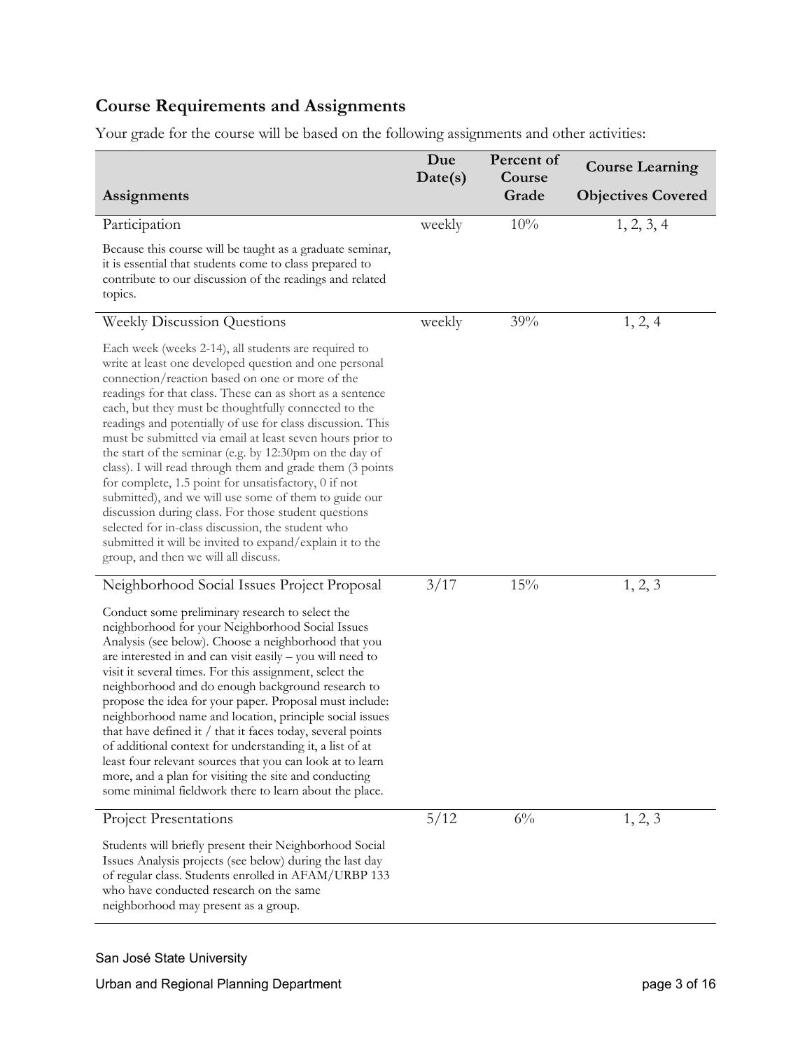## Course Requirements and Assignments

Your grade for the course will be based on the following assignments and other activities:

| Assignments | Due Date(s) | Percent of Course Grade | Course Learning Objectives Covered |
|---|---|---|---|
| Participation<br><br>Because this course will be taught as a graduate seminar, it is essential that students come to class prepared to contribute to our discussion of the readings and related topics. | weekly | 10% | 1, 2, 3, 4 |
| Weekly Discussion Questions<br><br>Each week (weeks 2-14), all students are required to write at least one developed question and one personal connection/reaction based on one or more of the readings for that class. These can as short as a sentence each, but they must be thoughtfully connected to the readings and potentially of use for class discussion. This must be submitted via email at least seven hours prior to the start of the seminar (e.g. by 12:30pm on the day of class). I will read through them and grade them (3 points for complete, 1.5 point for unsatisfactory, 0 if not submitted), and we will use some of them to guide our discussion during class. For those student questions selected for in-class discussion, the student who submitted it will be invited to expand/explain it to the group, and then we will all discuss. | weekly | 39% | 1, 2, 4 |
| Neighborhood Social Issues Project Proposal<br><br>Conduct some preliminary research to select the neighborhood for your Neighborhood Social Issues Analysis (see below). Choose a neighborhood that you are interested in and can visit easily – you will need to visit it several times. For this assignment, select the neighborhood and do enough background research to propose the idea for your paper. Proposal must include: neighborhood name and location, principle social issues that have defined it / that it faces today, several points of additional context for understanding it, a list of at least four relevant sources that you can look at to learn more, and a plan for visiting the site and conducting some minimal fieldwork there to learn about the place. | 3/17 | 15% | 1, 2, 3 |
| Project Presentations<br><br>Students will briefly present their Neighborhood Social Issues Analysis projects (see below) during the last day of regular class. Students enrolled in AFAM/URBP 133 who have conducted research on the same neighborhood may present as a group. | 5/12 | 6% | 1, 2, 3 |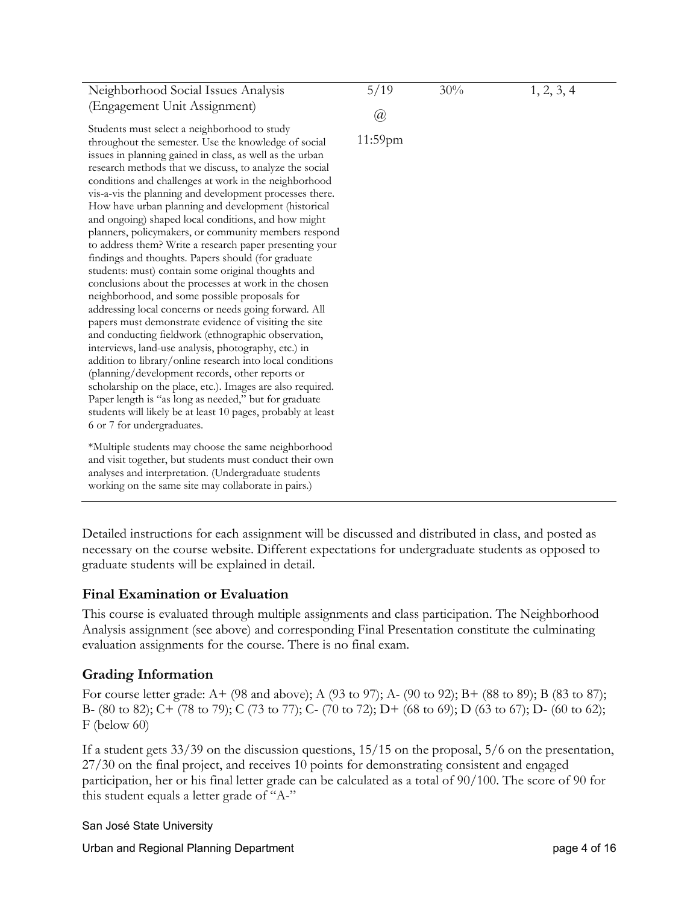| | | | |
|---|---|---|---|
| Neighborhood Social Issues Analysis (Engagement Unit Assignment)<br><br>Students must select a neighborhood to study throughout the semester. Use the knowledge of social issues in planning gained in class, as well as the urban research methods that we discuss, to analyze the social conditions and challenges at work in the neighborhood vis-a-vis the planning and development processes there. How have urban planning and development (historical and ongoing) shaped local conditions, and how might planners, policymakers, or community members respond to address them? Write a research paper presenting your findings and thoughts. Papers should (for graduate students: must) contain some original thoughts and conclusions about the processes at work in the chosen neighborhood, and some possible proposals for addressing local concerns or needs going forward. All papers must demonstrate evidence of visiting the site and conducting fieldwork (ethnographic observation, interviews, land-use analysis, photography, etc.) in addition to library/online research into local conditions (planning/development records, other reports or scholarship on the place, etc.). Images are also required. Paper length is "as long as needed," but for graduate students will likely be at least 10 pages, probably at least 6 or 7 for undergraduates.<br><br>*Multiple students may choose the same neighborhood and visit together, but students must conduct their own analyses and interpretation. (Undergraduate students working on the same site may collaborate in pairs.) | 5/19 @ 11:59pm | 30% | 1, 2, 3, 4 |

Detailed instructions for each assignment will be discussed and distributed in class, and posted as necessary on the course website. Different expectations for undergraduate students as opposed to graduate students will be explained in detail.

## Final Examination or Evaluation

This course is evaluated through multiple assignments and class participation. The Neighborhood Analysis assignment (see above) and corresponding Final Presentation constitute the culminating evaluation assignments for the course. There is no final exam.

## Grading Information

For course letter grade: A+ (98 and above); A (93 to 97); A- (90 to 92); B+ (88 to 89); B (83 to 87); B- (80 to 82); C+ (78 to 79); C (73 to 77); C- (70 to 72); D+ (68 to 69); D (63 to 67); D- (60 to 62); F (below 60)

If a student gets 33/39 on the discussion questions, 15/15 on the proposal, 5/6 on the presentation, 27/30 on the final project, and receives 10 points for demonstrating consistent and engaged participation, her or his final letter grade can be calculated as a total of 90/100. The score of 90 for this student equals a letter grade of "A-"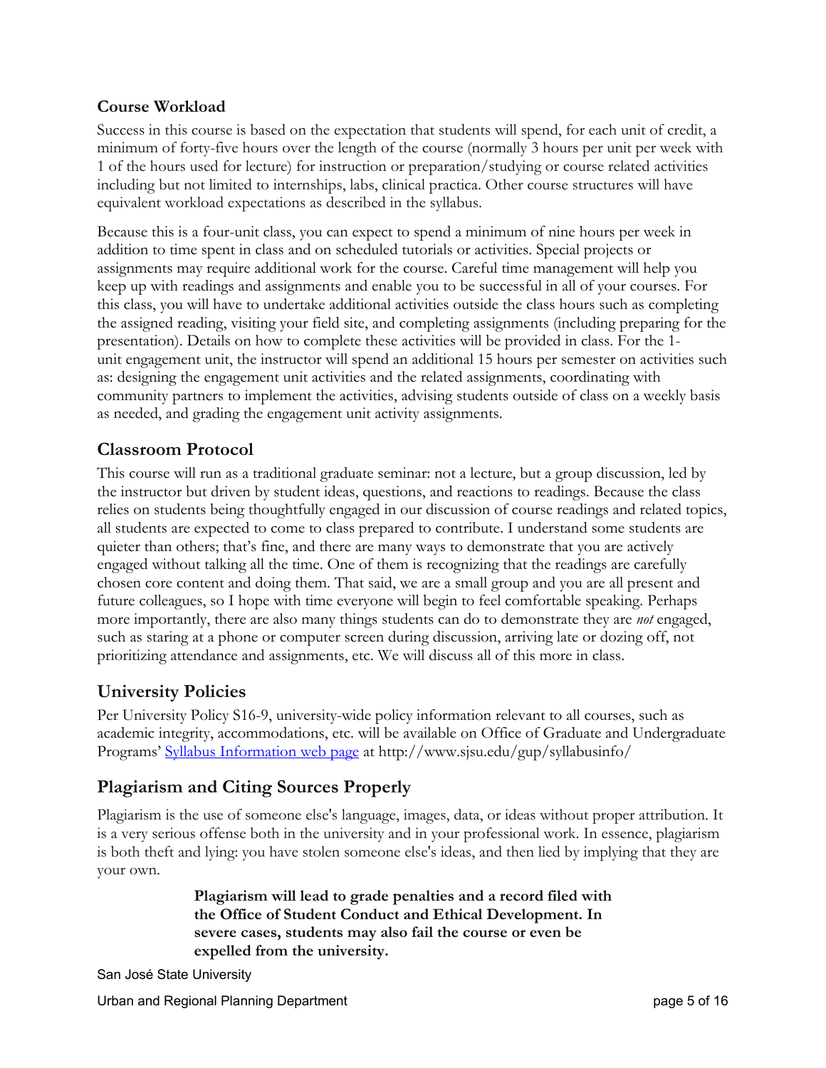### Course Workload

Success in this course is based on the expectation that students will spend, for each unit of credit, a minimum of forty-five hours over the length of the course (normally 3 hours per unit per week with 1 of the hours used for lecture) for instruction or preparation/studying or course related activities including but not limited to internships, labs, clinical practica. Other course structures will have equivalent workload expectations as described in the syllabus.

Because this is a four-unit class, you can expect to spend a minimum of nine hours per week in addition to time spent in class and on scheduled tutorials or activities. Special projects or assignments may require additional work for the course. Careful time management will help you keep up with readings and assignments and enable you to be successful in all of your courses. For this class, you will have to undertake additional activities outside the class hours such as completing the assigned reading, visiting your field site, and completing assignments (including preparing for the presentation). Details on how to complete these activities will be provided in class. For the 1-unit engagement unit, the instructor will spend an additional 15 hours per semester on activities such as: designing the engagement unit activities and the related assignments, coordinating with community partners to implement the activities, advising students outside of class on a weekly basis as needed, and grading the engagement unit activity assignments.

## Classroom Protocol

This course will run as a traditional graduate seminar: not a lecture, but a group discussion, led by the instructor but driven by student ideas, questions, and reactions to readings. Because the class relies on students being thoughtfully engaged in our discussion of course readings and related topics, all students are expected to come to class prepared to contribute. I understand some students are quieter than others; that's fine, and there are many ways to demonstrate that you are actively engaged without talking all the time. One of them is recognizing that the readings are carefully chosen core content and doing them. That said, we are a small group and you are all present and future colleagues, so I hope with time everyone will begin to feel comfortable speaking. Perhaps more importantly, there are also many things students can do to demonstrate they are *not* engaged, such as staring at a phone or computer screen during discussion, arriving late or dozing off, not prioritizing attendance and assignments, etc. We will discuss all of this more in class.

## University Policies

Per University Policy S16-9, university-wide policy information relevant to all courses, such as academic integrity, accommodations, etc. will be available on Office of Graduate and Undergraduate Programs' [Syllabus Information web page](http://www.sjsu.edu/gup/syllabusinfo/) at http://www.sjsu.edu/gup/syllabusinfo/

## Plagiarism and Citing Sources Properly

Plagiarism is the use of someone else's language, images, data, or ideas without proper attribution. It is a very serious offense both in the university and in your professional work. In essence, plagiarism is both theft and lying: you have stolen someone else's ideas, and then lied by implying that they are your own.

> **Plagiarism will lead to grade penalties and a record filed with the Office of Student Conduct and Ethical Development. In severe cases, students may also fail the course or even be expelled from the university.**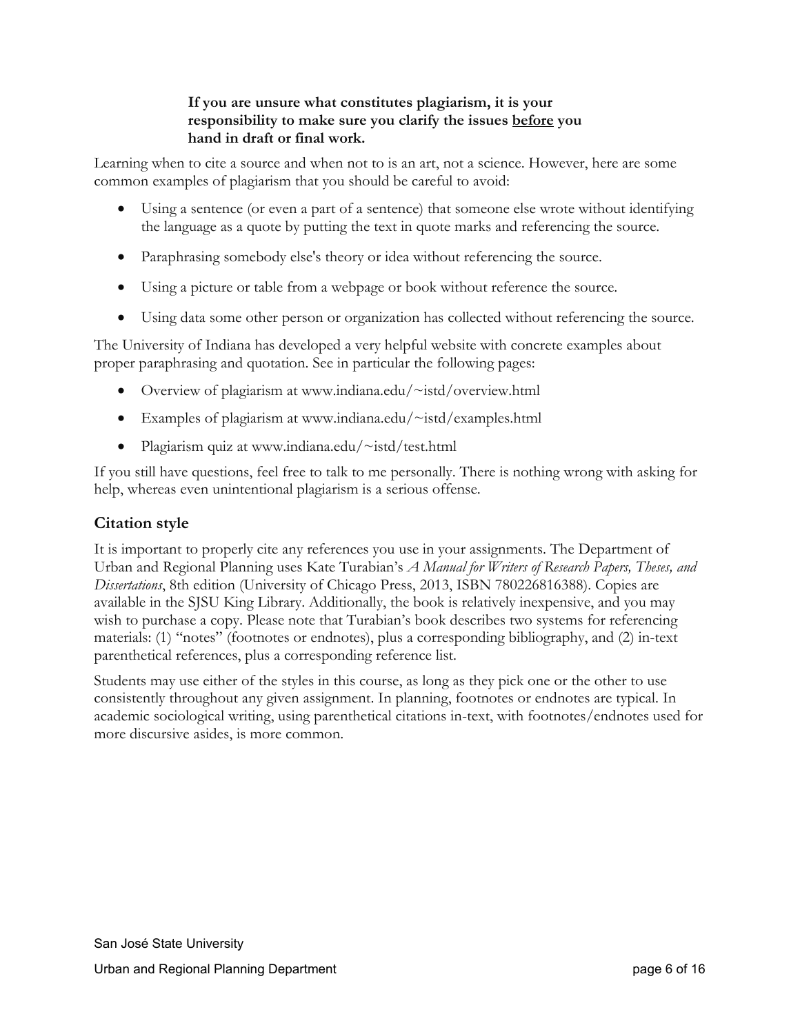**If you are unsure what constitutes plagiarism, it is your responsibility to make sure you clarify the issues <u>before</u> you hand in draft or final work.**

Learning when to cite a source and when not to is an art, not a science. However, here are some common examples of plagiarism that you should be careful to avoid:

- Using a sentence (or even a part of a sentence) that someone else wrote without identifying the language as a quote by putting the text in quote marks and referencing the source.
- Paraphrasing somebody else's theory or idea without referencing the source.
- Using a picture or table from a webpage or book without reference the source.
- Using data some other person or organization has collected without referencing the source.

The University of Indiana has developed a very helpful website with concrete examples about proper paraphrasing and quotation. See in particular the following pages:

- Overview of plagiarism at www.indiana.edu/~istd/overview.html
- Examples of plagiarism at www.indiana.edu/~istd/examples.html
- Plagiarism quiz at www.indiana.edu/~istd/test.html

If you still have questions, feel free to talk to me personally. There is nothing wrong with asking for help, whereas even unintentional plagiarism is a serious offense.

## Citation style

It is important to properly cite any references you use in your assignments. The Department of Urban and Regional Planning uses Kate Turabian's *A Manual for Writers of Research Papers, Theses, and Dissertations*, 8th edition (University of Chicago Press, 2013, ISBN 780226816388). Copies are available in the SJSU King Library. Additionally, the book is relatively inexpensive, and you may wish to purchase a copy. Please note that Turabian's book describes two systems for referencing materials: (1) "notes" (footnotes or endnotes), plus a corresponding bibliography, and (2) in-text parenthetical references, plus a corresponding reference list.

Students may use either of the styles in this course, as long as they pick one or the other to use consistently throughout any given assignment. In planning, footnotes or endnotes are typical. In academic sociological writing, using parenthetical citations in-text, with footnotes/endnotes used for more discursive asides, is more common.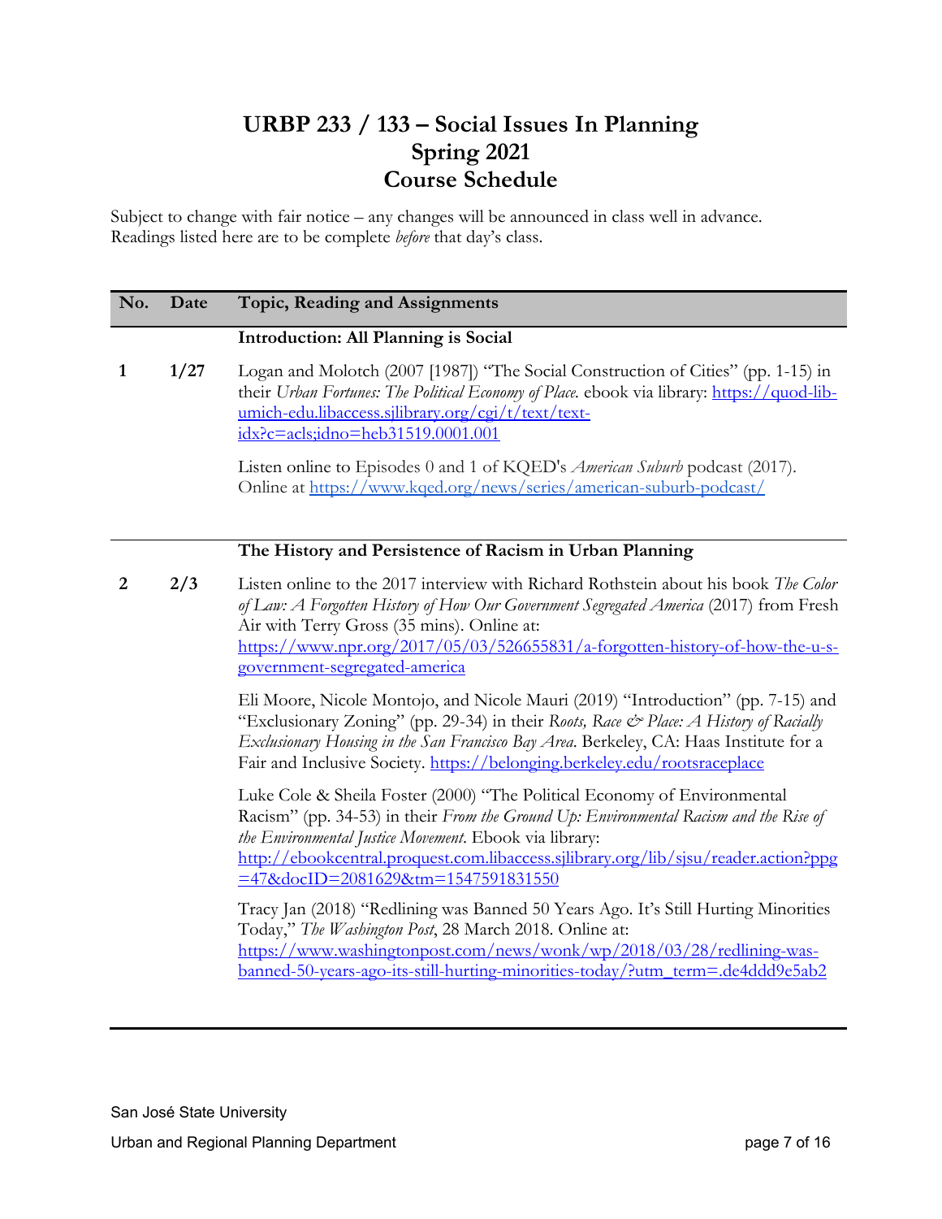# URBP 233 / 133 – Social Issues In Planning
# Spring 2021
# Course Schedule

Subject to change with fair notice – any changes will be announced in class well in advance.
Readings listed here are to be complete *before* that day's class.

| No. | Date | Topic, Reading and Assignments |
|---|---|---|
| | | **Introduction: All Planning is Social** |
| **1** | **1/27** | Logan and Molotch (2007 [1987]) "The Social Construction of Cities" (pp. 1-15) in their *Urban Fortunes: The Political Economy of Place.* ebook via library: https://quod-lib-umich-edu.libaccess.sjlibrary.org/cgi/t/text/text-idx?c=acls;idno=heb31519.0001.001 |
| | | Listen online to Episodes 0 and 1 of KQED's *American Suburb* podcast (2017). Online at https://www.kqed.org/news/series/american-suburb-podcast/ |
| | | **The History and Persistence of Racism in Urban Planning** |
| **2** | **2/3** | Listen online to the 2017 interview with Richard Rothstein about his book *The Color of Law: A Forgotten History of How Our Government Segregated America* (2017) from Fresh Air with Terry Gross (35 mins). Online at: https://www.npr.org/2017/05/03/526655831/a-forgotten-history-of-how-the-u-s-government-segregated-america |
| | | Eli Moore, Nicole Montojo, and Nicole Mauri (2019) "Introduction" (pp. 7-15) and "Exclusionary Zoning" (pp. 29-34) in their *Roots, Race & Place: A History of Racially Exclusionary Housing in the San Francisco Bay Area*. Berkeley, CA: Haas Institute for a Fair and Inclusive Society. https://belonging.berkeley.edu/rootsraceplace |
| | | Luke Cole & Sheila Foster (2000) "The Political Economy of Environmental Racism" (pp. 34-53) in their *From the Ground Up: Environmental Racism and the Rise of the Environmental Justice Movement*. Ebook via library: http://ebookcentral.proquest.com.libaccess.sjlibrary.org/lib/sjsu/reader.action?ppg=47&docID=2081629&tm=1547591831550 |
| | | Tracy Jan (2018) "Redlining was Banned 50 Years Ago. It's Still Hurting Minorities Today," *The Washington Post*, 28 March 2018. Online at: https://www.washingtonpost.com/news/wonk/wp/2018/03/28/redlining-was-banned-50-years-ago-its-still-hurting-minorities-today/?utm_term=.de4ddd9e5ab2 |

San José State University

Urban and Regional Planning Department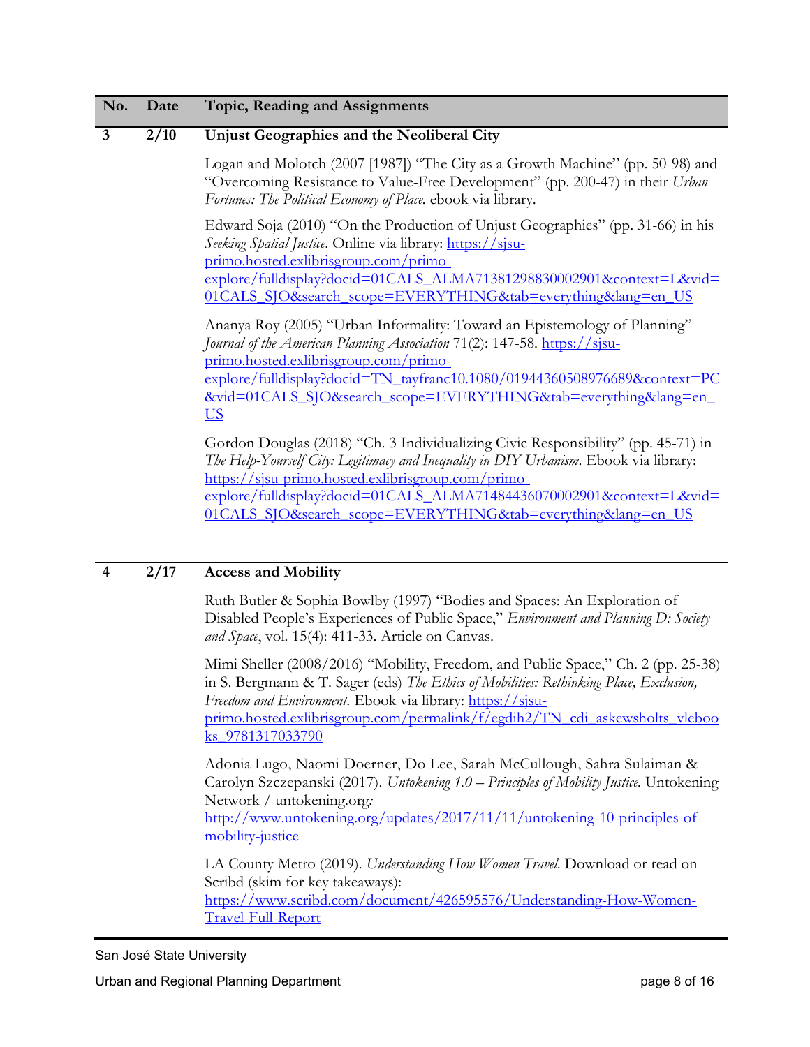| No. | Date | Topic, Reading and Assignments |
|---|---|---|
| **3** | **2/10** | **Unjust Geographies and the Neoliberal City** |
| | | Logan and Molotch (2007 [1987]) "The City as a Growth Machine" (pp. 50-98) and "Overcoming Resistance to Value-Free Development" (pp. 200-47) in their *Urban Fortunes: The Political Economy of Place.* ebook via library. |
| | | Edward Soja (2010) "On the Production of Unjust Geographies" (pp. 31-66) in his *Seeking Spatial Justice.* Online via library: https://sjsu-primo.hosted.exlibrisgroup.com/primo-explore/fulldisplay?docid=01CALS_ALMA71381298830002901&context=L&vid=01CALS_SJO&search_scope=EVERYTHING&tab=everything&lang=en_US |
| | | Ananya Roy (2005) "Urban Informality: Toward an Epistemology of Planning" *Journal of the American Planning Association* 71(2): 147-58. https://sjsu-primo.hosted.exlibrisgroup.com/primo-explore/fulldisplay?docid=TN_tayfranc10.1080/01944360508976689&context=PC&vid=01CALS_SJO&search_scope=EVERYTHING&tab=everything&lang=en_US |
| | | Gordon Douglas (2018) "Ch. 3 Individualizing Civic Responsibility" (pp. 45-71) in *The Help-Yourself City: Legitimacy and Inequality in DIY Urbanism.* Ebook via library: https://sjsu-primo.hosted.exlibrisgroup.com/primo-explore/fulldisplay?docid=01CALS_ALMA71484436070002901&context=L&vid=01CALS_SJO&search_scope=EVERYTHING&tab=everything&lang=en_US |
| **4** | **2/17** | **Access and Mobility** |
| | | Ruth Butler & Sophia Bowlby (1997) "Bodies and Spaces: An Exploration of Disabled People's Experiences of Public Space," *Environment and Planning D: Society and Space*, vol. 15(4): 411-33. Article on Canvas. |
| | | Mimi Sheller (2008/2016) "Mobility, Freedom, and Public Space," Ch. 2 (pp. 25-38) in S. Bergmann & T. Sager (eds) *The Ethics of Mobilities: Rethinking Place, Exclusion, Freedom and Environment.* Ebook via library: https://sjsu-primo.hosted.exlibrisgroup.com/permalink/f/egdih2/TN_cdi_askewsholts_vlebooks_9781317033790 |
| | | Adonia Lugo, Naomi Doerner, Do Lee, Sarah McCullough, Sahra Sulaiman & Carolyn Szczepanski (2017). *Untokening 1.0 – Principles of Mobility Justice.* Untokening Network / untokening.org: http://www.untokening.org/updates/2017/11/11/untokening-10-principles-of-mobility-justice |
| | | LA County Metro (2019). *Understanding How Women Travel.* Download or read on Scribd (skim for key takeaways): https://www.scribd.com/document/426595576/Understanding-How-Women-Travel-Full-Report |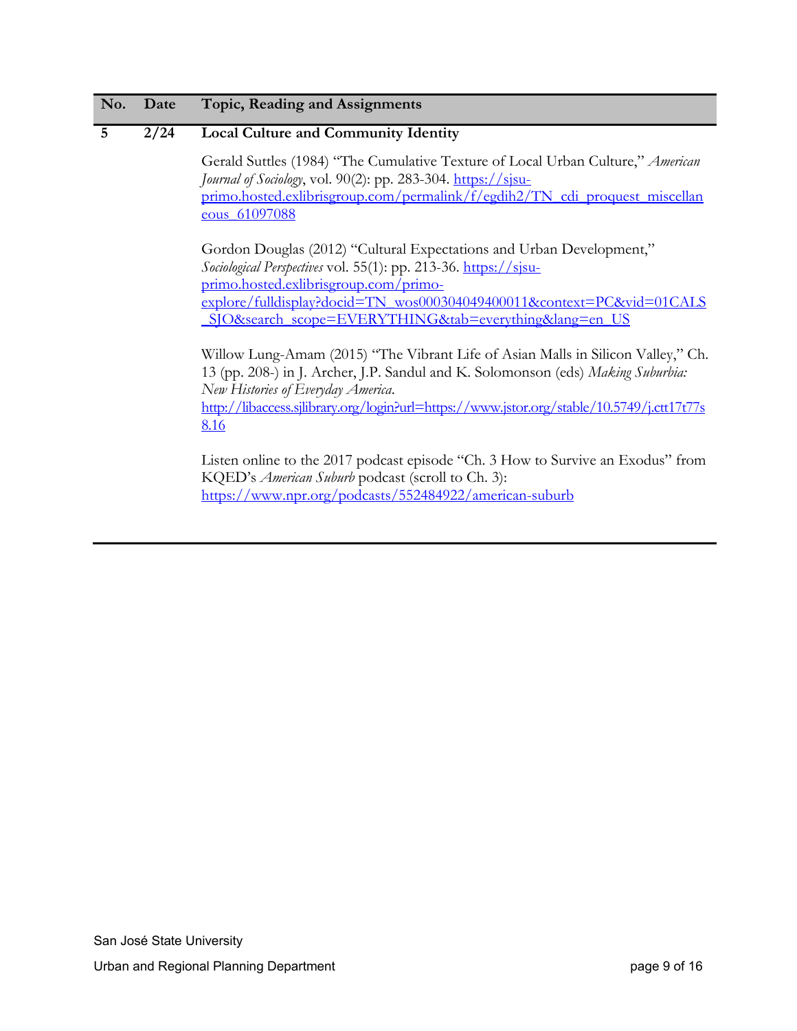| No. | Date | Topic, Reading and Assignments |
|---|---|---|
| 5 | 2/24 | **Local Culture and Community Identity**<br><br>Gerald Suttles (1984) "The Cumulative Texture of Local Urban Culture," *American Journal of Sociology*, vol. 90(2): pp. 283-304. https://sjsu-primo.hosted.exlibrisgroup.com/permalink/f/egdih2/TN_cdi_proquest_miscellaneous_61097088<br><br>Gordon Douglas (2012) "Cultural Expectations and Urban Development," *Sociological Perspectives* vol. 55(1): pp. 213-36. https://sjsu-primo.hosted.exlibrisgroup.com/primo-explore/fulldisplay?docid=TN_wos000304049400011&context=PC&vid=01CALS_SJO&search_scope=EVERYTHING&tab=everything&lang=en_US<br><br>Willow Lung-Amam (2015) "The Vibrant Life of Asian Malls in Silicon Valley," Ch. 13 (pp. 208-) in J. Archer, J.P. Sandul and K. Solomonson (eds) *Making Suburbia: New Histories of Everyday America*. http://libaccess.sjlibrary.org/login?url=https://www.jstor.org/stable/10.5749/j.ctt17t77s8.16<br><br>Listen online to the 2017 podcast episode "Ch. 3 How to Survive an Exodus" from KQED's *American Suburb* podcast (scroll to Ch. 3): https://www.npr.org/podcasts/552484922/american-suburb |

San José State University

Urban and Regional Planning Department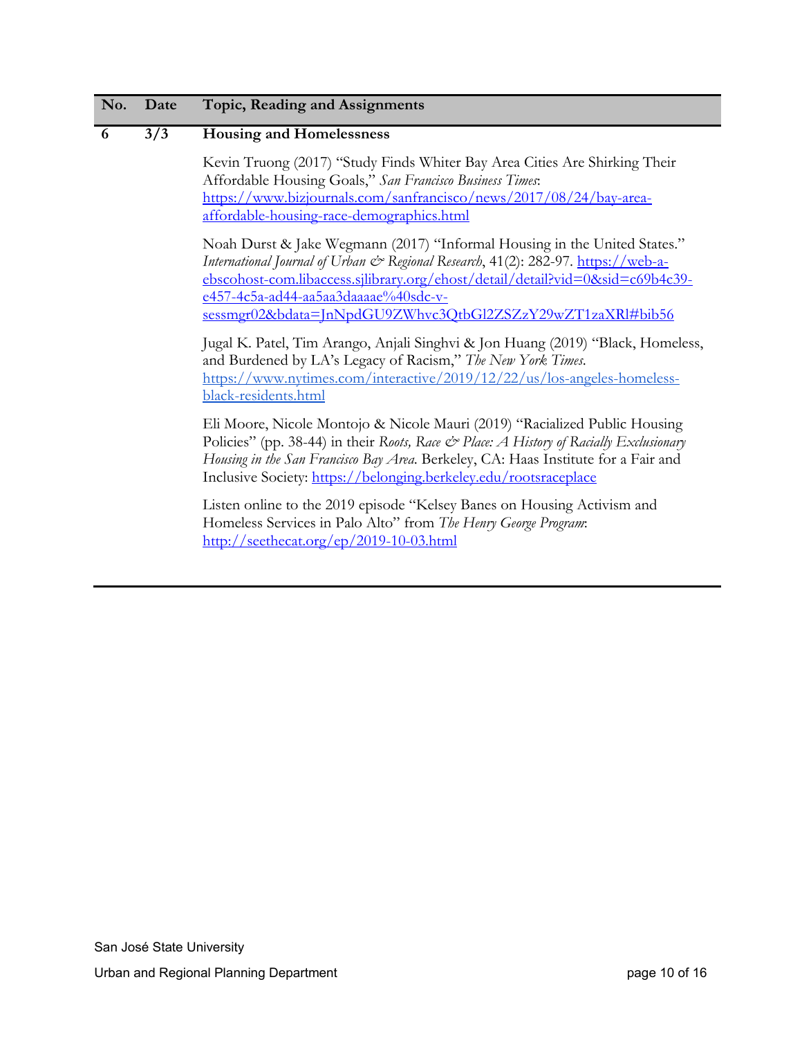| No. | Date | Topic, Reading and Assignments |
|---|---|---|
| 6 | 3/3 | **Housing and Homelessness** |
| | | Kevin Truong (2017) "Study Finds Whiter Bay Area Cities Are Shirking Their Affordable Housing Goals," *San Francisco Business Times*: https://www.bizjournals.com/sanfrancisco/news/2017/08/24/bay-area-affordable-housing-race-demographics.html |
| | | Noah Durst & Jake Wegmann (2017) "Informal Housing in the United States." *International Journal of Urban & Regional Research*, 41(2): 282-97. https://web-a-ebscohost-com.libaccess.sjlibrary.org/ehost/detail/detail?vid=0&sid=c69b4c39-e457-4c5a-ad44-aa5aa3daaaae%40sdc-v-sessmgr02&bdata=JnNpdGU9ZWhvc3QtbGl2ZSZzY29wZT1zaXRl#bib56 |
| | | Jugal K. Patel, Tim Arango, Anjali Singhvi & Jon Huang (2019) "Black, Homeless, and Burdened by LA's Legacy of Racism," *The New York Times*. https://www.nytimes.com/interactive/2019/12/22/us/los-angeles-homeless-black-residents.html |
| | | Eli Moore, Nicole Montojo & Nicole Mauri (2019) "Racialized Public Housing Policies" (pp. 38-44) in their *Roots, Race & Place: A History of Racially Exclusionary Housing in the San Francisco Bay Area*. Berkeley, CA: Haas Institute for a Fair and Inclusive Society: https://belonging.berkeley.edu/rootsraceplace |
| | | Listen online to the 2019 episode "Kelsey Banes on Housing Activism and Homeless Services in Palo Alto" from *The Henry George Program*: http://seethecat.org/ep/2019-10-03.html |

San José State University

Urban and Regional Planning Department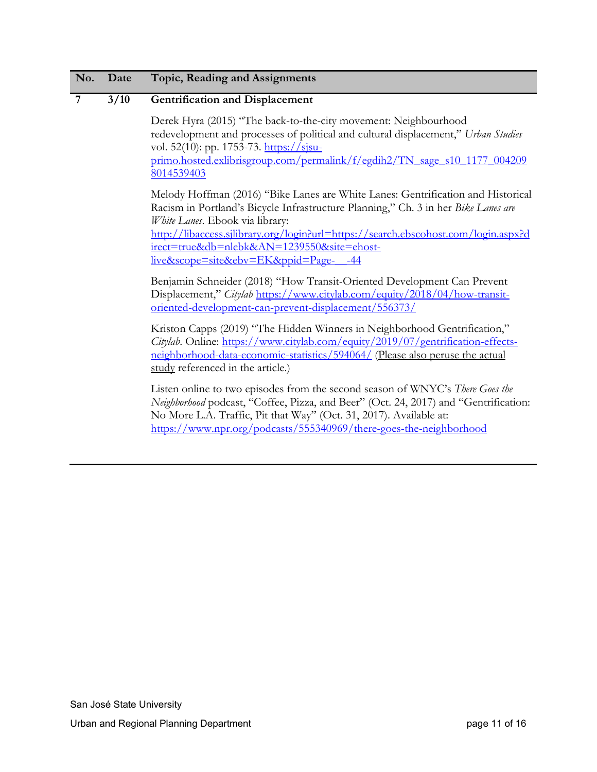| No. | Date | Topic, Reading and Assignments |
| --- | --- | --- |
| 7 | 3/10 | **Gentrification and Displacement** |
| | | Derek Hyra (2015) "The back-to-the-city movement: Neighbourhood redevelopment and processes of political and cultural displacement," *Urban Studies* vol. 52(10): pp. 1753-73. https://sjsu-primo.hosted.exlibrisgroup.com/permalink/f/egdih2/TN_sage_s10_1177_0042098014539403 |
| | | Melody Hoffman (2016) "Bike Lanes are White Lanes: Gentrification and Historical Racism in Portland's Bicycle Infrastructure Planning," Ch. 3 in her *Bike Lanes are White Lanes*. Ebook via library: http://libaccess.sjlibrary.org/login?url=https://search.ebscohost.com/login.aspx?direct=true&db=nlebk&AN=1239550&site=ehost-live&scope=site&ebv=EK&ppid=Page-__-44 |
| | | Benjamin Schneider (2018) "How Transit-Oriented Development Can Prevent Displacement," *Citylab* https://www.citylab.com/equity/2018/04/how-transit-oriented-development-can-prevent-displacement/556373/ |
| | | Kriston Capps (2019) "The Hidden Winners in Neighborhood Gentrification," *Citylab*. Online: https://www.citylab.com/equity/2019/07/gentrification-effects-neighborhood-data-economic-statistics/594064/ (Please also peruse the actual study referenced in the article.) |
| | | Listen online to two episodes from the second season of WNYC's *There Goes the Neighborhood* podcast, "Coffee, Pizza, and Beer" (Oct. 24, 2017) and "Gentrification: No More L.A. Traffic, Pit that Way" (Oct. 31, 2017). Available at: https://www.npr.org/podcasts/555340969/there-goes-the-neighborhood |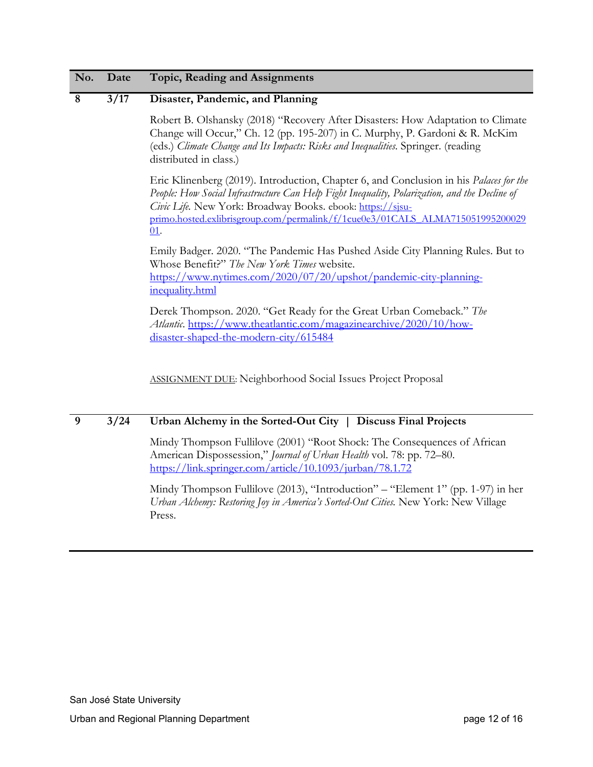| No. | Date | Topic, Reading and Assignments |
| --- | --- | --- |
| 8 | 3/17 | **Disaster, Pandemic, and Planning**<br><br>Robert B. Olshansky (2018) "Recovery After Disasters: How Adaptation to Climate Change will Occur," Ch. 12 (pp. 195-207) in C. Murphy, P. Gardoni & R. McKim (eds.) *Climate Change and Its Impacts: Risks and Inequalities*. Springer. (reading distributed in class.)<br><br>Eric Klinenberg (2019). Introduction, Chapter 6, and Conclusion in his *Palaces for the People: How Social Infrastructure Can Help Fight Inequality, Polarization, and the Decline of Civic Life*. New York: Broadway Books. ebook: https://sjsu-primo.hosted.exlibrisgroup.com/permalink/f/1cue0e3/01CALS_ALMA71505199520002901.<br><br>Emily Badger. 2020. "The Pandemic Has Pushed Aside City Planning Rules. But to Whose Benefit?" *The New York Times* website. https://www.nytimes.com/2020/07/20/upshot/pandemic-city-planning-inequality.html<br><br>Derek Thompson. 2020. "Get Ready for the Great Urban Comeback." *The Atlantic*. https://www.theatlantic.com/magazinearchive/2020/10/how-disaster-shaped-the-modern-city/615484<br><br>ASSIGNMENT DUE: Neighborhood Social Issues Project Proposal |
| 9 | 3/24 | **Urban Alchemy in the Sorted-Out City \| Discuss Final Projects**<br><br>Mindy Thompson Fullilove (2001) "Root Shock: The Consequences of African American Dispossession," *Journal of Urban Health* vol. 78: pp. 72–80. https://link.springer.com/article/10.1093/jurban/78.1.72<br><br>Mindy Thompson Fullilove (2013), "Introduction" – "Element 1" (pp. 1-97) in her *Urban Alchemy: Restoring Joy in America's Sorted-Out Cities*. New York: New Village Press. |

San José State University

Urban and Regional Planning Department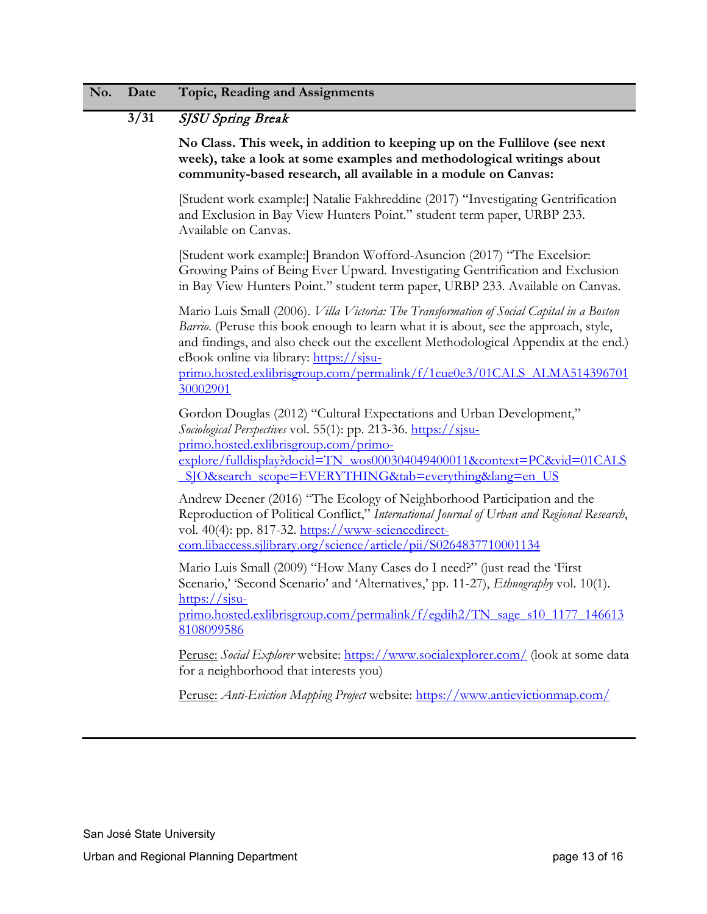| No. | Date | Topic, Reading and Assignments |
|---|---|---|
| | 3/31 | *SJSU Spring Break* |

**No Class. This week, in addition to keeping up on the Fullilove (see next week), take a look at some examples and methodological writings about community-based research, all available in a module on Canvas:**

[Student work example:] Natalie Fakhreddine (2017) "Investigating Gentrification and Exclusion in Bay View Hunters Point." student term paper, URBP 233. Available on Canvas.

[Student work example:] Brandon Wofford-Asuncion (2017) "The Excelsior: Growing Pains of Being Ever Upward. Investigating Gentrification and Exclusion in Bay View Hunters Point." student term paper, URBP 233. Available on Canvas.

Mario Luis Small (2006). *Villa Victoria: The Transformation of Social Capital in a Boston Barrio*. (Peruse this book enough to learn what it is about, see the approach, style, and findings, and also check out the excellent Methodological Appendix at the end.) eBook online via library: https://sjsu-primo.hosted.exlibrisgroup.com/permalink/f/1cue0e3/01CALS_ALMA51439670130002901

Gordon Douglas (2012) "Cultural Expectations and Urban Development," *Sociological Perspectives* vol. 55(1): pp. 213-36. https://sjsu-primo.hosted.exlibrisgroup.com/primo-explore/fulldisplay?docid=TN_wos000304049400011&context=PC&vid=01CALS_SJO&search_scope=EVERYTHING&tab=everything&lang=en_US

Andrew Deener (2016) "The Ecology of Neighborhood Participation and the Reproduction of Political Conflict," *International Journal of Urban and Regional Research*, vol. 40(4): pp. 817-32. https://www-sciencedirect-com.libaccess.sjlibrary.org/science/article/pii/S0264837710001134

Mario Luis Small (2009) "How Many Cases do I need?" (just read the 'First Scenario,' 'Second Scenario' and 'Alternatives,' pp. 11-27), *Ethnography* vol. 10(1). https://sjsu-primo.hosted.exlibrisgroup.com/permalink/f/egdih2/TN_sage_s10_1177_1466138108099586

Peruse: *Social Explorer* website: https://www.socialexplorer.com/ (look at some data for a neighborhood that interests you)

Peruse: *Anti-Eviction Mapping Project* website: https://www.antievictionmap.com/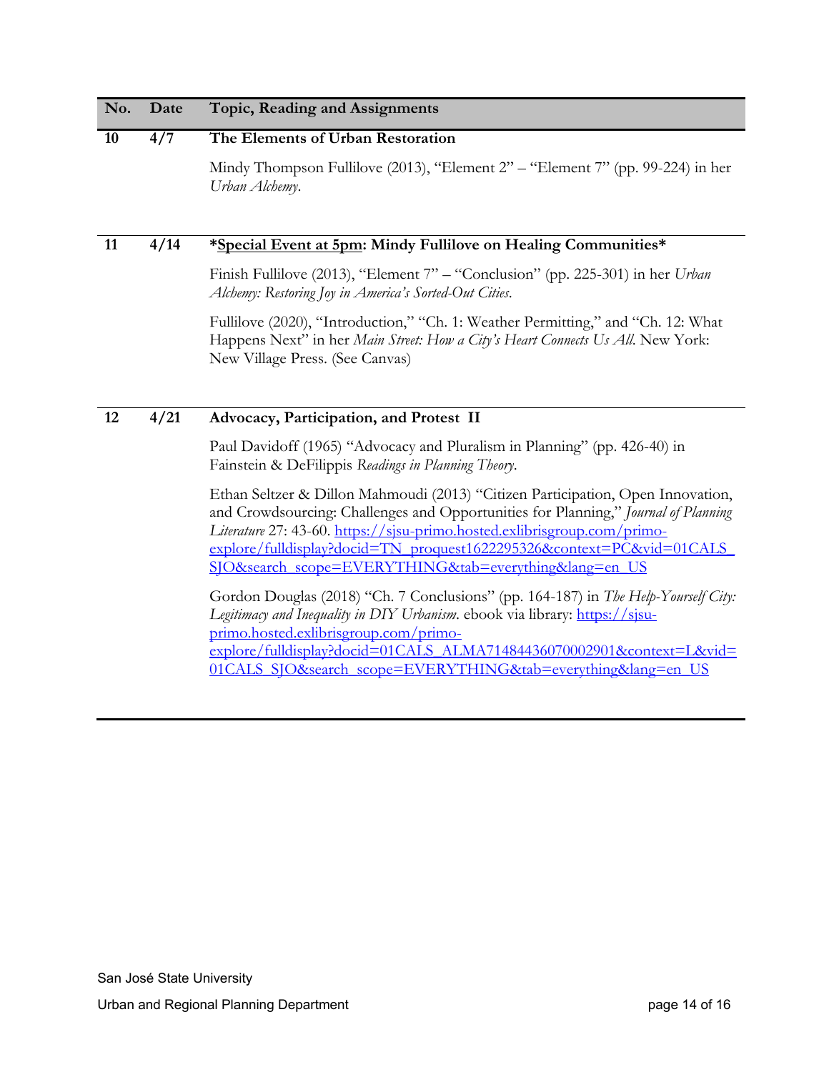| No. | Date | Topic, Reading and Assignments |
|---|---|---|
| **10** | **4/7** | **The Elements of Urban Restoration**<br><br>Mindy Thompson Fullilove (2013), "Element 2" – "Element 7" (pp. 99-224) in her *Urban Alchemy*. |
| **11** | **4/14** | **\*<u>Special Event at 5pm</u>: Mindy Fullilove on Healing Communities\***<br><br>Finish Fullilove (2013), "Element 7" – "Conclusion" (pp. 225-301) in her *Urban Alchemy: Restoring Joy in America's Sorted-Out Cities*.<br><br>Fullilove (2020), "Introduction," "Ch. 1: Weather Permitting," and "Ch. 12: What Happens Next" in her *Main Street: How a City's Heart Connects Us All*. New York: New Village Press. (See Canvas) |
| **12** | **4/21** | **Advocacy, Participation, and Protest II**<br><br>Paul Davidoff (1965) "Advocacy and Pluralism in Planning" (pp. 426-40) in Fainstein & DeFilippis *Readings in Planning Theory*.<br><br>Ethan Seltzer & Dillon Mahmoudi (2013) "Citizen Participation, Open Innovation, and Crowdsourcing: Challenges and Opportunities for Planning," *Journal of Planning Literature* 27: 43-60. https://sjsu-primo.hosted.exlibrisgroup.com/primo-explore/fulldisplay?docid=TN_proquest1622295326&context=PC&vid=01CALS_SJO&search_scope=EVERYTHING&tab=everything&lang=en_US<br><br>Gordon Douglas (2018) "Ch. 7 Conclusions" (pp. 164-187) in *The Help-Yourself City: Legitimacy and Inequality in DIY Urbanism*. ebook via library: https://sjsu-primo.hosted.exlibrisgroup.com/primo-explore/fulldisplay?docid=01CALS_ALMA71484436070002901&context=L&vid=01CALS_SJO&search_scope=EVERYTHING&tab=everything&lang=en_US |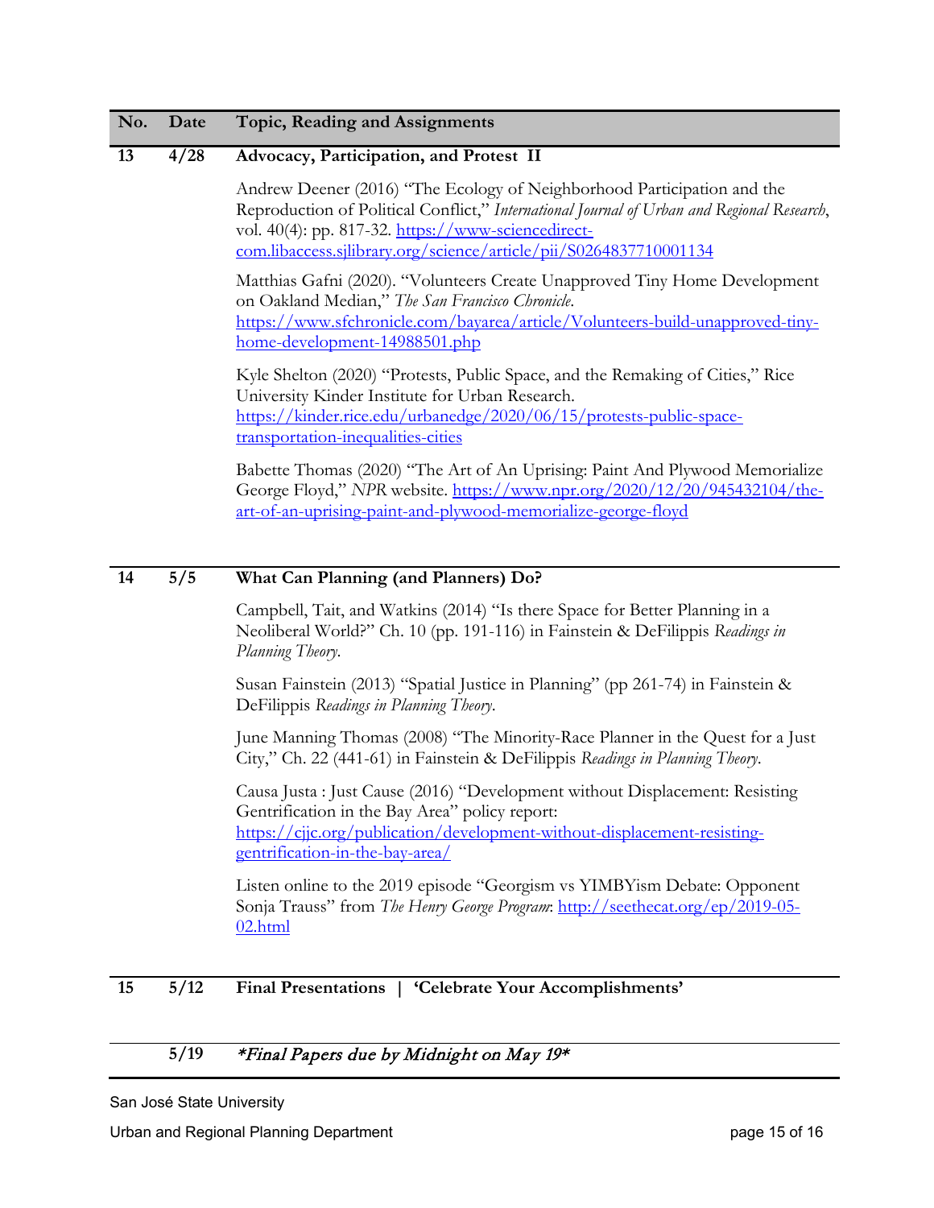| No. | Date | Topic, Reading and Assignments |
| --- | --- | --- |
| 13 | 4/28 | **Advocacy, Participation, and Protest II** |
| | | Andrew Deener (2016) "The Ecology of Neighborhood Participation and the Reproduction of Political Conflict," *International Journal of Urban and Regional Research*, vol. 40(4): pp. 817-32. https://www-sciencedirect-com.libaccess.sjlibrary.org/science/article/pii/S0264837710001134 |
| | | Matthias Gafni (2020). "Volunteers Create Unapproved Tiny Home Development on Oakland Median," *The San Francisco Chronicle*. https://www.sfchronicle.com/bayarea/article/Volunteers-build-unapproved-tiny-home-development-14988501.php |
| | | Kyle Shelton (2020) "Protests, Public Space, and the Remaking of Cities," Rice University Kinder Institute for Urban Research. https://kinder.rice.edu/urbanedge/2020/06/15/protests-public-space-transportation-inequalities-cities |
| | | Babette Thomas (2020) "The Art of An Uprising: Paint And Plywood Memorialize George Floyd," *NPR* website. https://www.npr.org/2020/12/20/945432104/the-art-of-an-uprising-paint-and-plywood-memorialize-george-floyd |
| 14 | 5/5 | **What Can Planning (and Planners) Do?** |
| | | Campbell, Tait, and Watkins (2014) "Is there Space for Better Planning in a Neoliberal World?" Ch. 10 (pp. 191-116) in Fainstein & DeFilippis *Readings in Planning Theory*. |
| | | Susan Fainstein (2013) "Spatial Justice in Planning" (pp 261-74) in Fainstein & DeFilippis *Readings in Planning Theory*. |
| | | June Manning Thomas (2008) "The Minority-Race Planner in the Quest for a Just City," Ch. 22 (441-61) in Fainstein & DeFilippis *Readings in Planning Theory*. |
| | | Causa Justa : Just Cause (2016) "Development without Displacement: Resisting Gentrification in the Bay Area" policy report: https://cjjc.org/publication/development-without-displacement-resisting-gentrification-in-the-bay-area/ |
| | | Listen online to the 2019 episode "Georgism vs YIMBYism Debate: Opponent Sonja Trauss" from *The Henry George Program*: http://seethecat.org/ep/2019-05-02.html |
| 15 | 5/12 | **Final Presentations \| 'Celebrate Your Accomplishments'** |
| | 5/19 | ***Final Papers due by Midnight on May 19*** |

San José State University

Urban and Regional Planning Department